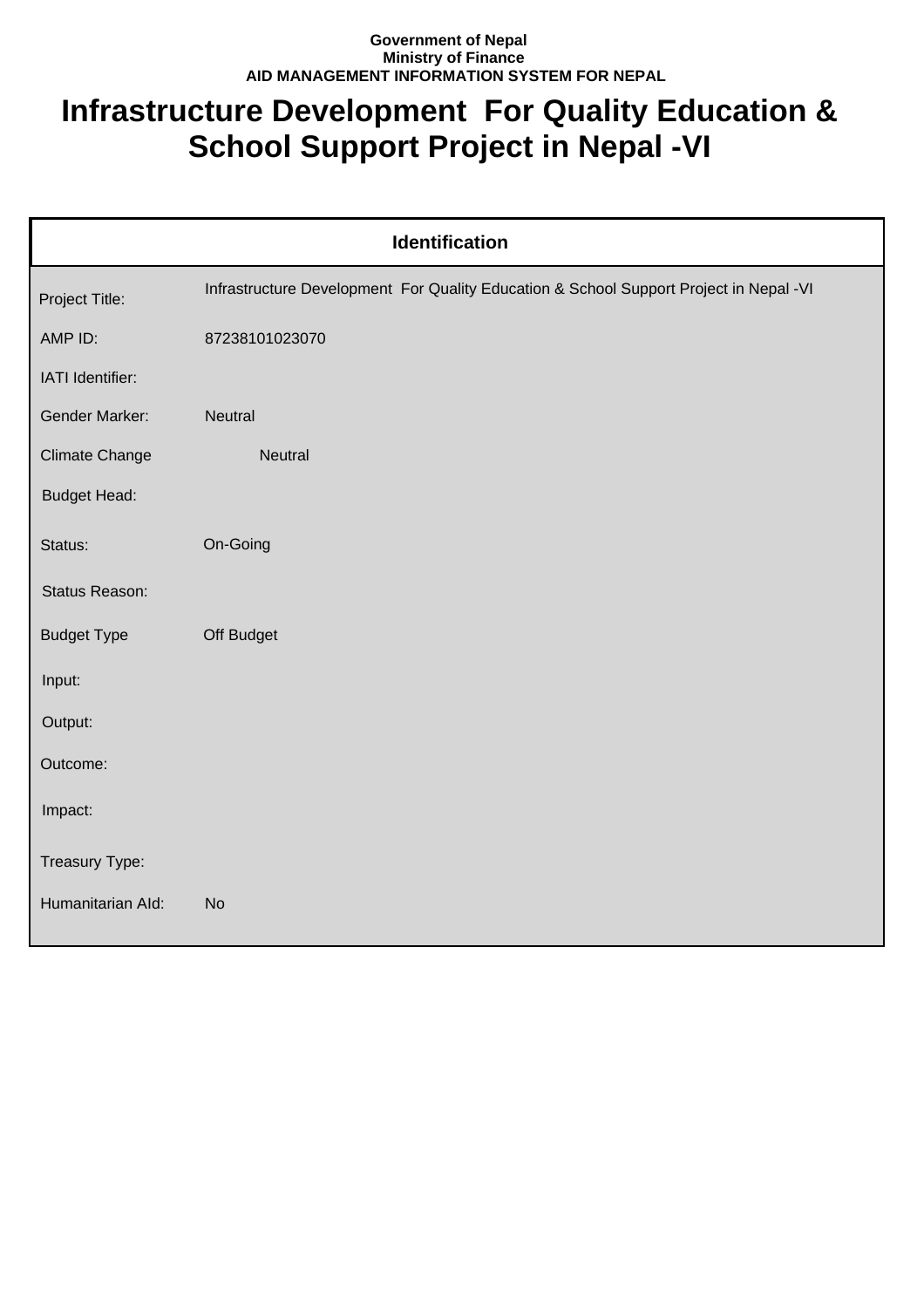**Government of Nepal**
**Ministry of Finance**
**AID MANAGEMENT INFORMATION SYSTEM FOR NEPAL**

# Infrastructure Development For Quality Education & School Support Project in Nepal -VI

| Identification | |
|---|---|
| Project Title: | Infrastructure Development For Quality Education & School Support Project in Nepal -VI |
| AMP ID: | 87238101023070 |
| IATI Identifier: | |
| Gender Marker: | Neutral |
| Climate Change | Neutral |
| Budget Head: | |
| Status: | On-Going |
| Status Reason: | |
| Budget Type | Off Budget |
| Input: | |
| Output: | |
| Outcome: | |
| Impact: | |
| Treasury Type: | |
| Humanitarian AId: | No |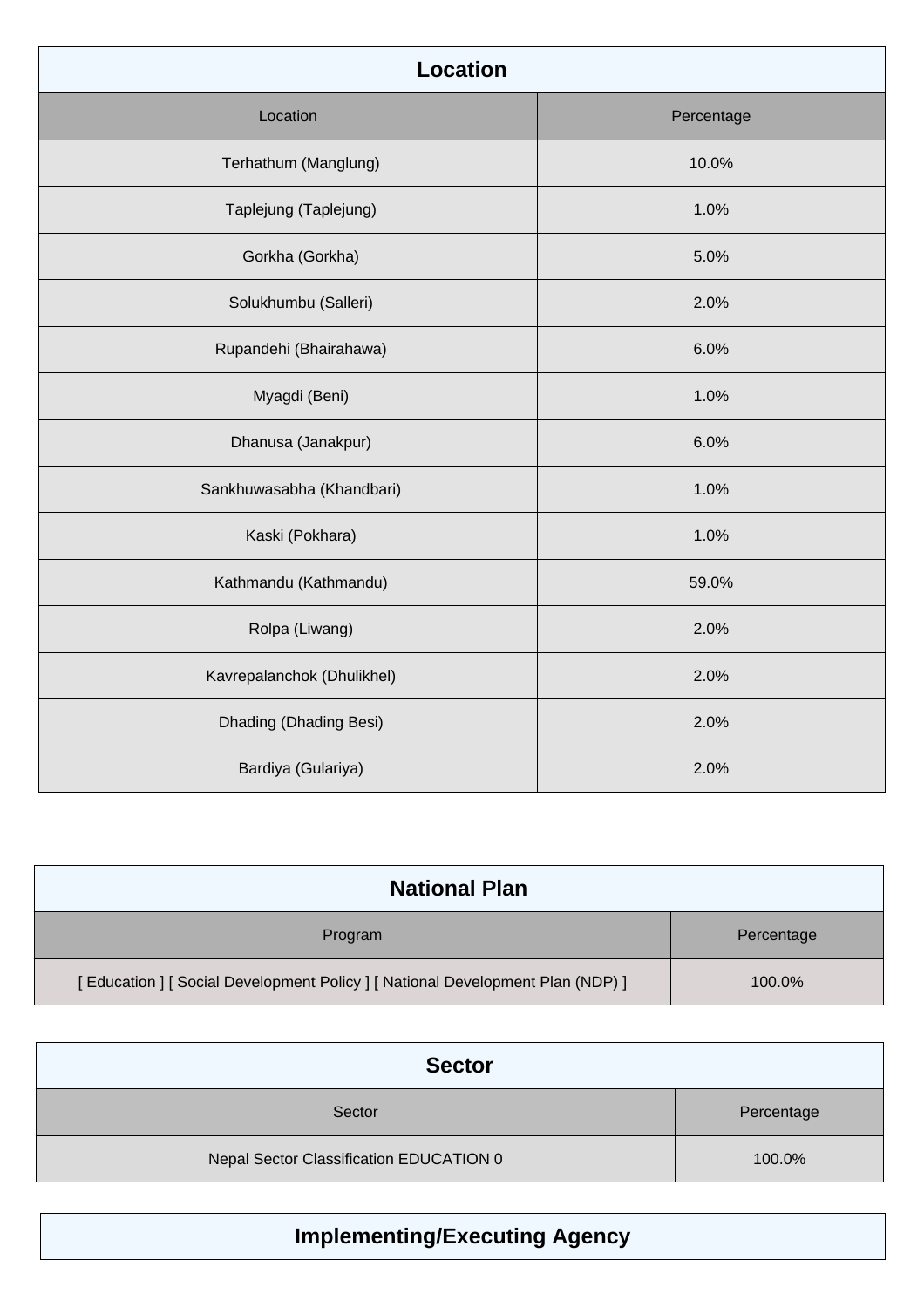## Location

| Location | Percentage |
| --- | --- |
| Terhathum (Manglung) | 10.0% |
| Taplejung (Taplejung) | 1.0% |
| Gorkha (Gorkha) | 5.0% |
| Solukhumbu (Salleri) | 2.0% |
| Rupandehi (Bhairahawa) | 6.0% |
| Myagdi (Beni) | 1.0% |
| Dhanusa (Janakpur) | 6.0% |
| Sankhuwasabha (Khandbari) | 1.0% |
| Kaski (Pokhara) | 1.0% |
| Kathmandu (Kathmandu) | 59.0% |
| Rolpa (Liwang) | 2.0% |
| Kavrepalanchok (Dhulikhel) | 2.0% |
| Dhading (Dhading Besi) | 2.0% |
| Bardiya (Gulariya) | 2.0% |

## National Plan

| Program | Percentage |
| --- | --- |
| [ Education ] [ Social Development Policy ] [ National Development Plan (NDP) ] | 100.0% |

## Sector

| Sector | Percentage |
| --- | --- |
| Nepal Sector Classification EDUCATION 0 | 100.0% |

## Implementing/Executing Agency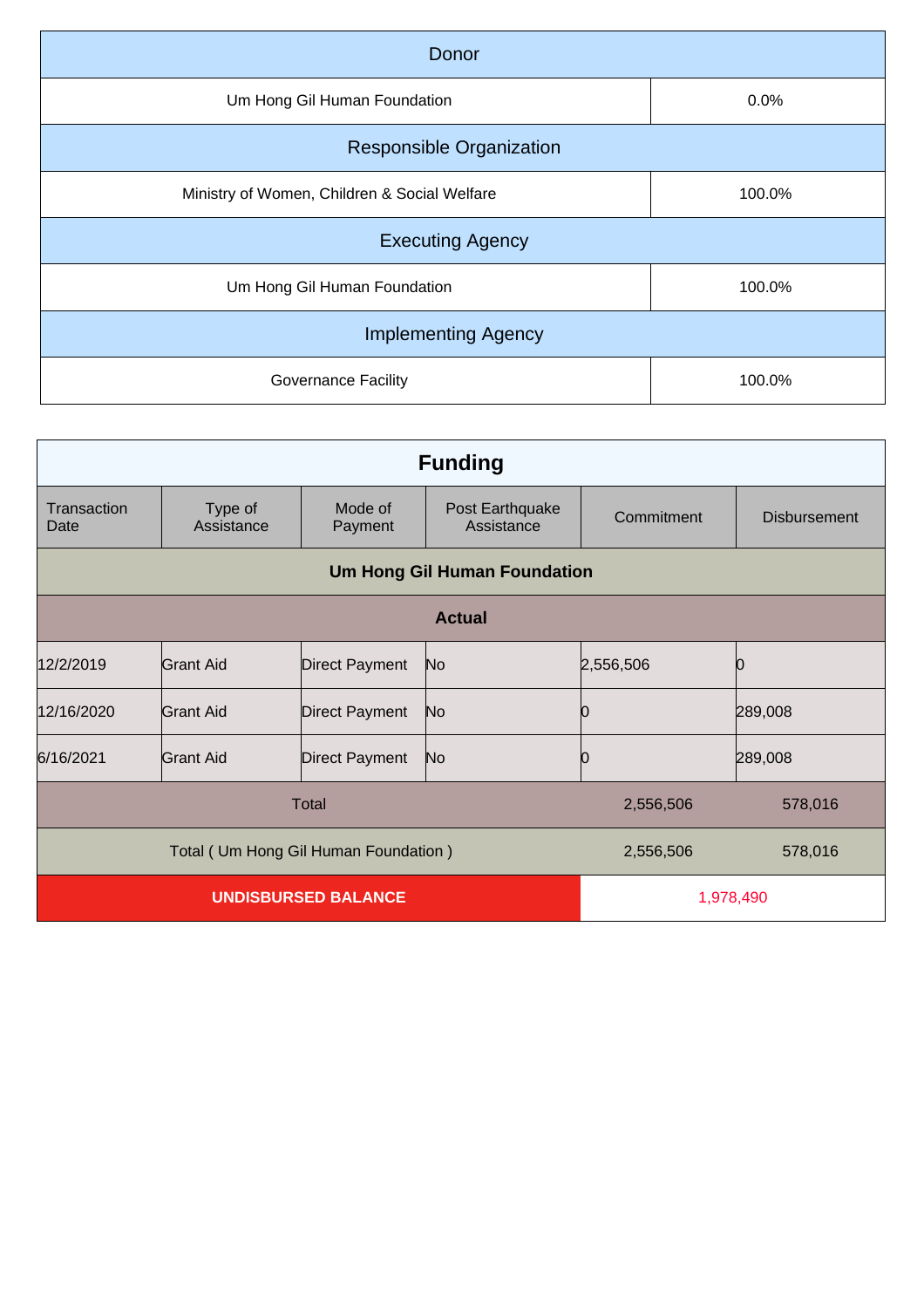| Donor | |
|---|---|
| Um Hong Gil Human Foundation | 0.0% |
| **Responsible Organization** | |
| Ministry of Women, Children & Social Welfare | 100.0% |
| **Executing Agency** | |
| Um Hong Gil Human Foundation | 100.0% |
| **Implementing Agency** | |
| Governance Facility | 100.0% |

## Funding

| Transaction Date | Type of Assistance | Mode of Payment | Post Earthquake Assistance | Commitment | Disbursement |
|---|---|---|---|---|---|
| **Um Hong Gil Human Foundation** | | | | | |
| **Actual** | | | | | |
| 12/2/2019 | Grant Aid | Direct Payment | No | 2,556,506 | 0 |
| 12/16/2020 | Grant Aid | Direct Payment | No | 0 | 289,008 |
| 6/16/2021 | Grant Aid | Direct Payment | No | 0 | 289,008 |
| Total | | | | 2,556,506 | 578,016 |
| Total ( Um Hong Gil Human Foundation ) | | | | 2,556,506 | 578,016 |
| **UNDISBURSED BALANCE** | | | | 1,978,490 | |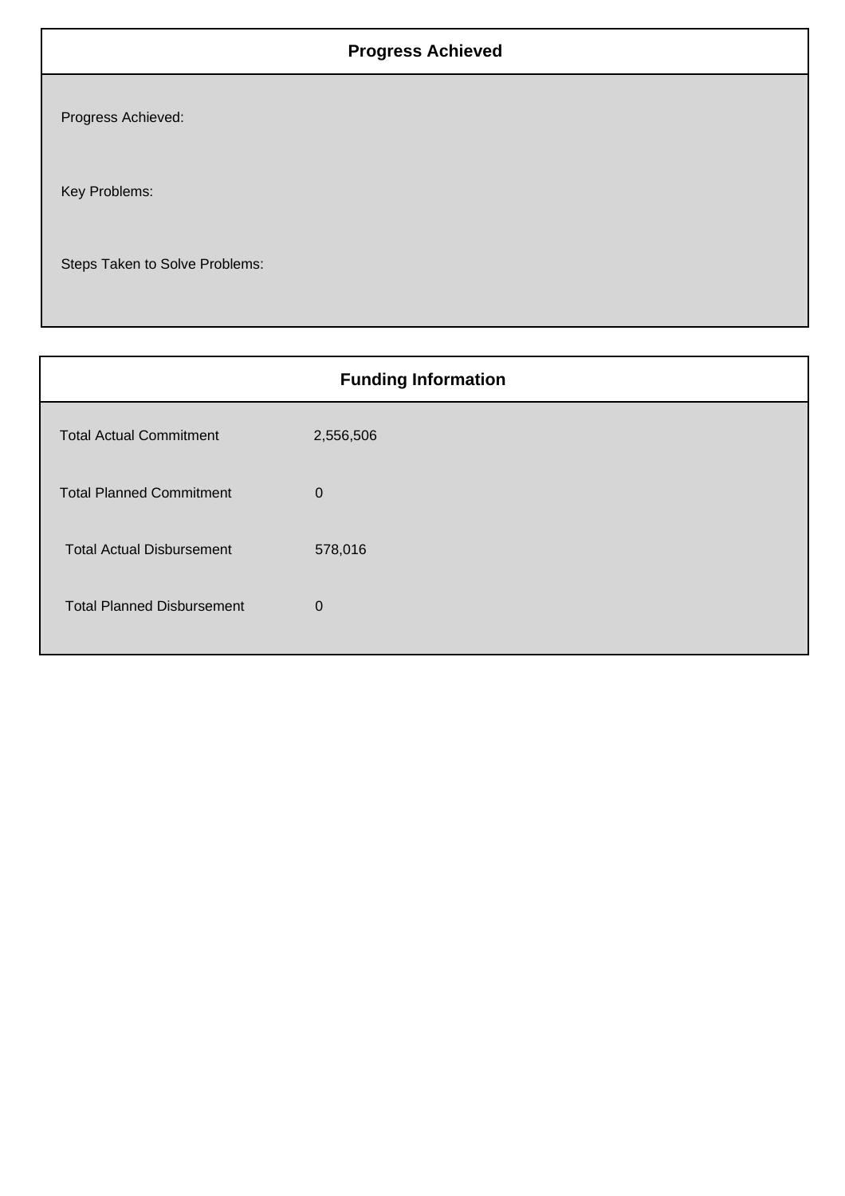## Progress Achieved

Progress Achieved:

Key Problems:

Steps Taken to Solve Problems:

## Funding Information

| | |
|---|---|
| Total Actual Commitment | 2,556,506 |
| Total Planned Commitment | 0 |
| Total Actual Disbursement | 578,016 |
| Total Planned Disbursement | 0 |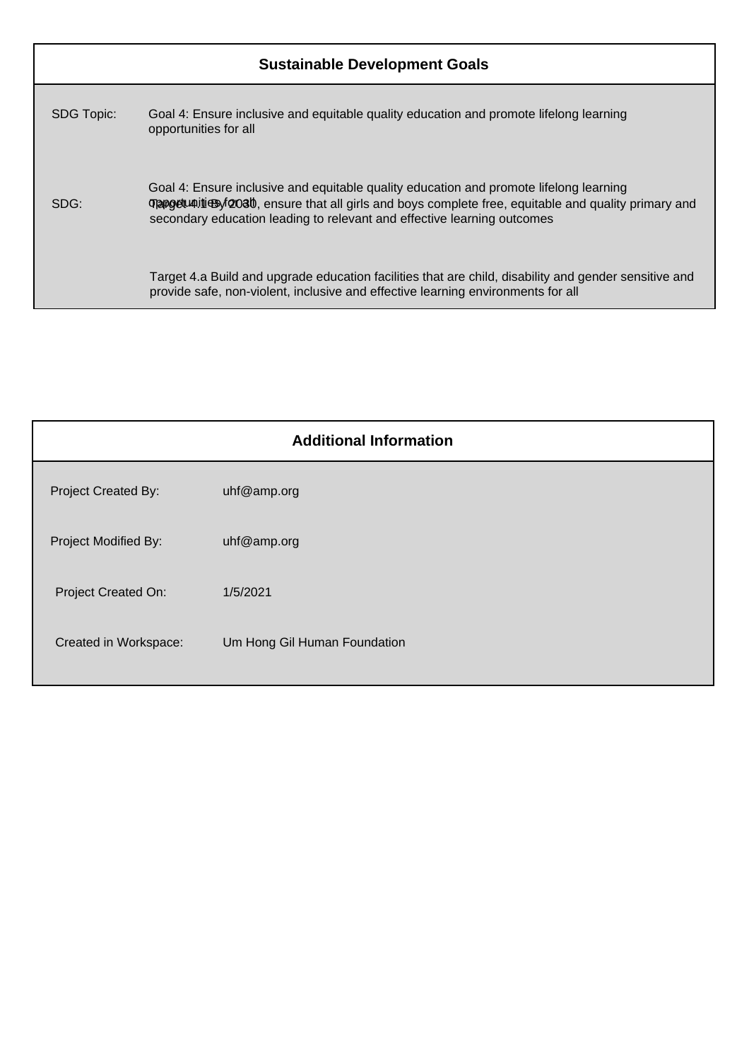## Sustainable Development Goals

| | |
|---|---|
| SDG Topic: | Goal 4: Ensure inclusive and equitable quality education and promote lifelong learning opportunities for all |
| SDG: | Goal 4: Ensure inclusive and equitable quality education and promote lifelong learning opportunities for all<br>Target 4.1 By 2030, ensure that all girls and boys complete free, equitable and quality primary and secondary education leading to relevant and effective learning outcomes<br><br>Target 4.a Build and upgrade education facilities that are child, disability and gender sensitive and provide safe, non-violent, inclusive and effective learning environments for all |

## Additional Information

| | |
|---|---|
| Project Created By: | uhf@amp.org |
| Project Modified By: | uhf@amp.org |
| Project Created On: | 1/5/2021 |
| Created in Workspace: | Um Hong Gil Human Foundation |